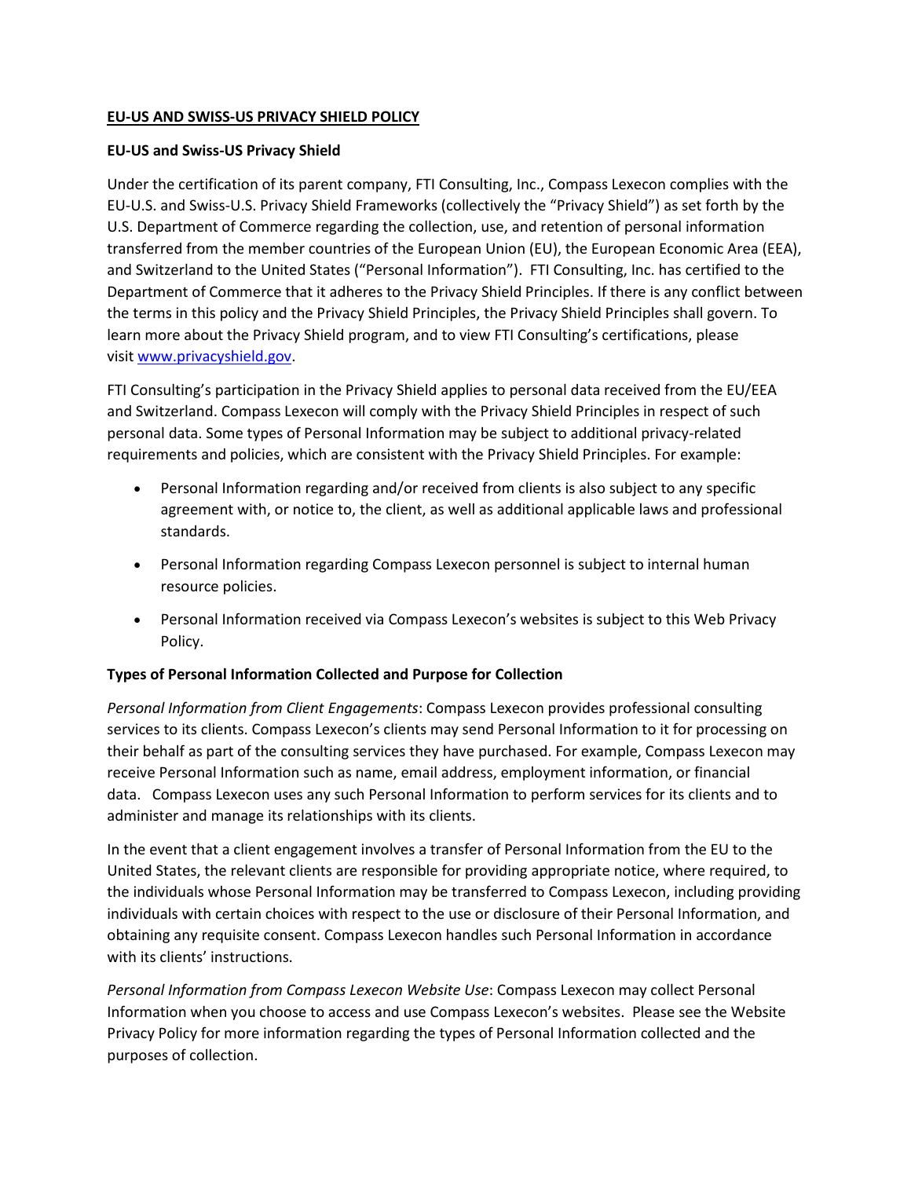# EU-US AND SWISS-US PRIVACY SHIELD POLICY

## EU-US and Swiss-US Privacy Shield

Under the certification of its parent company, FTI Consulting, Inc., Compass Lexecon complies with the EU-U.S. and Swiss-U.S. Privacy Shield Frameworks (collectively the "Privacy Shield") as set forth by the U.S. Department of Commerce regarding the collection, use, and retention of personal information transferred from the member countries of the European Union (EU), the European Economic Area (EEA), and Switzerland to the United States ("Personal Information"). FTI Consulting, Inc. has certified to the Department of Commerce that it adheres to the Privacy Shield Principles. If there is any conflict between the terms in this policy and the Privacy Shield Principles, the Privacy Shield Principles shall govern. To learn more about the Privacy Shield program, and to view FTI Consulting's certifications, please visit [www.privacyshield.gov](www.privacyshield.gov).

FTI Consulting's participation in the Privacy Shield applies to personal data received from the EU/EEA and Switzerland. Compass Lexecon will comply with the Privacy Shield Principles in respect of such personal data. Some types of Personal Information may be subject to additional privacy-related requirements and policies, which are consistent with the Privacy Shield Principles. For example:

- Personal Information regarding and/or received from clients is also subject to any specific agreement with, or notice to, the client, as well as additional applicable laws and professional standards.
- Personal Information regarding Compass Lexecon personnel is subject to internal human resource policies.
- Personal Information received via Compass Lexecon's websites is subject to this Web Privacy Policy.

## Types of Personal Information Collected and Purpose for Collection

*Personal Information from Client Engagements*: Compass Lexecon provides professional consulting services to its clients. Compass Lexecon's clients may send Personal Information to it for processing on their behalf as part of the consulting services they have purchased. For example, Compass Lexecon may receive Personal Information such as name, email address, employment information, or financial data. Compass Lexecon uses any such Personal Information to perform services for its clients and to administer and manage its relationships with its clients.

In the event that a client engagement involves a transfer of Personal Information from the EU to the United States, the relevant clients are responsible for providing appropriate notice, where required, to the individuals whose Personal Information may be transferred to Compass Lexecon, including providing individuals with certain choices with respect to the use or disclosure of their Personal Information, and obtaining any requisite consent. Compass Lexecon handles such Personal Information in accordance with its clients' instructions.

*Personal Information from Compass Lexecon Website Use*: Compass Lexecon may collect Personal Information when you choose to access and use Compass Lexecon's websites. Please see the Website Privacy Policy for more information regarding the types of Personal Information collected and the purposes of collection.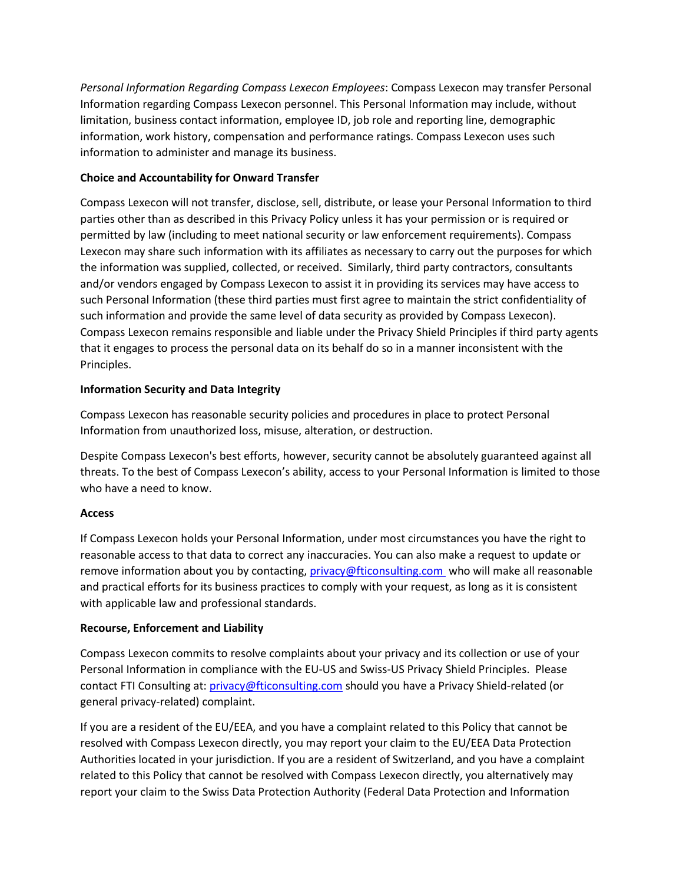*Personal Information Regarding Compass Lexecon Employees*: Compass Lexecon may transfer Personal Information regarding Compass Lexecon personnel. This Personal Information may include, without limitation, business contact information, employee ID, job role and reporting line, demographic information, work history, compensation and performance ratings. Compass Lexecon uses such information to administer and manage its business.

**Choice and Accountability for Onward Transfer**

Compass Lexecon will not transfer, disclose, sell, distribute, or lease your Personal Information to third parties other than as described in this Privacy Policy unless it has your permission or is required or permitted by law (including to meet national security or law enforcement requirements). Compass Lexecon may share such information with its affiliates as necessary to carry out the purposes for which the information was supplied, collected, or received. Similarly, third party contractors, consultants and/or vendors engaged by Compass Lexecon to assist it in providing its services may have access to such Personal Information (these third parties must first agree to maintain the strict confidentiality of such information and provide the same level of data security as provided by Compass Lexecon). Compass Lexecon remains responsible and liable under the Privacy Shield Principles if third party agents that it engages to process the personal data on its behalf do so in a manner inconsistent with the Principles.

**Information Security and Data Integrity**

Compass Lexecon has reasonable security policies and procedures in place to protect Personal Information from unauthorized loss, misuse, alteration, or destruction.

Despite Compass Lexecon's best efforts, however, security cannot be absolutely guaranteed against all threats. To the best of Compass Lexecon's ability, access to your Personal Information is limited to those who have a need to know.

**Access**

If Compass Lexecon holds your Personal Information, under most circumstances you have the right to reasonable access to that data to correct any inaccuracies. You can also make a request to update or remove information about you by contacting, privacy@fticonsulting.com who will make all reasonable and practical efforts for its business practices to comply with your request, as long as it is consistent with applicable law and professional standards.

**Recourse, Enforcement and Liability**

Compass Lexecon commits to resolve complaints about your privacy and its collection or use of your Personal Information in compliance with the EU-US and Swiss-US Privacy Shield Principles. Please contact FTI Consulting at: privacy@fticonsulting.com should you have a Privacy Shield-related (or general privacy-related) complaint.

If you are a resident of the EU/EEA, and you have a complaint related to this Policy that cannot be resolved with Compass Lexecon directly, you may report your claim to the EU/EEA Data Protection Authorities located in your jurisdiction. If you are a resident of Switzerland, and you have a complaint related to this Policy that cannot be resolved with Compass Lexecon directly, you alternatively may report your claim to the Swiss Data Protection Authority (Federal Data Protection and Information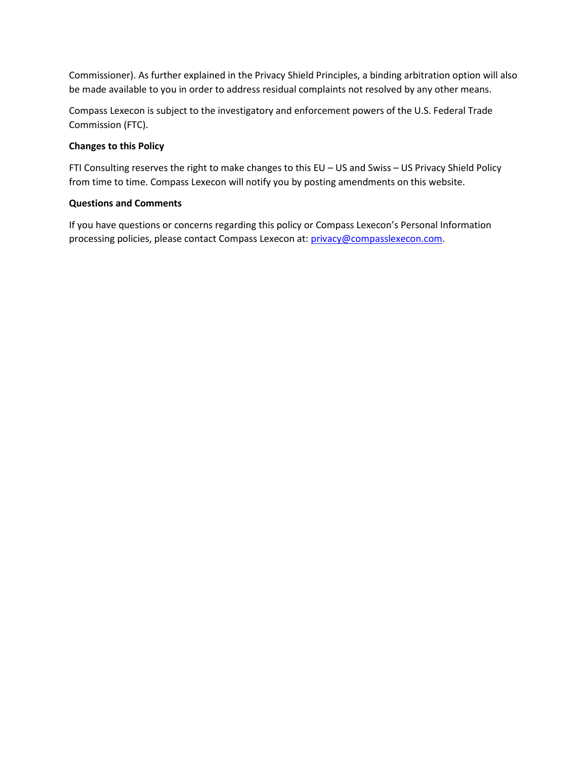Commissioner). As further explained in the Privacy Shield Principles, a binding arbitration option will also be made available to you in order to address residual complaints not resolved by any other means.

Compass Lexecon is subject to the investigatory and enforcement powers of the U.S. Federal Trade Commission (FTC).

**Changes to this Policy**

FTI Consulting reserves the right to make changes to this EU – US and Swiss – US Privacy Shield Policy from time to time. Compass Lexecon will notify you by posting amendments on this website.

**Questions and Comments**

If you have questions or concerns regarding this policy or Compass Lexecon's Personal Information processing policies, please contact Compass Lexecon at: privacy@compasslexecon.com.